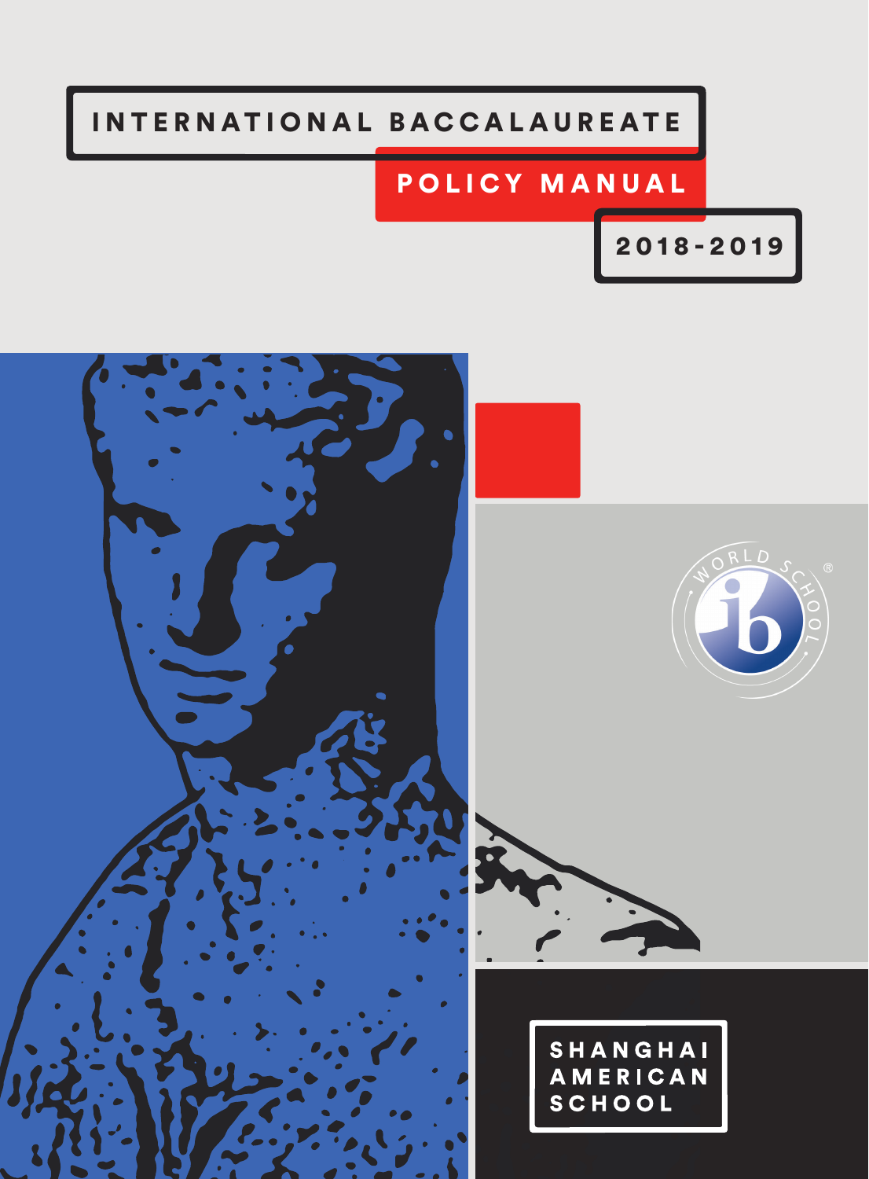# INTERNATIONAL BACCALAUREATE

## POLICY MANUAL

2018-2019

SHANGHAI AMERICAN SCHOOL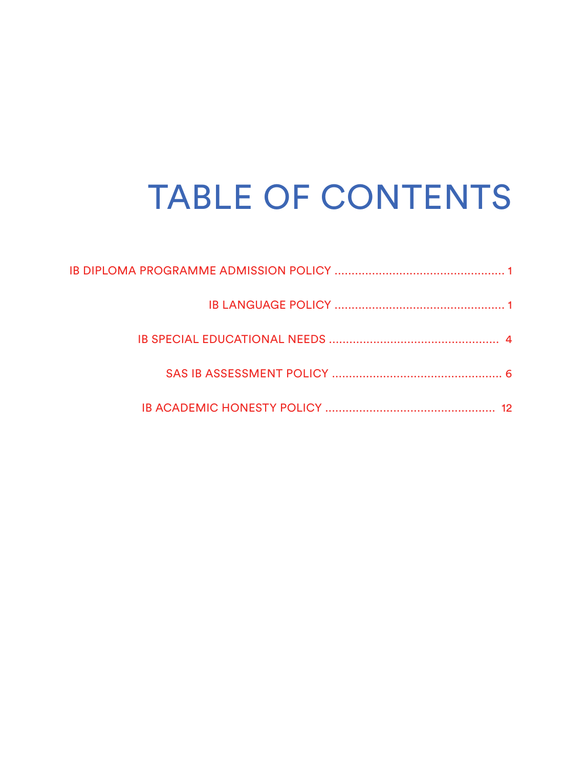# TABLE OF CONTENTS

IB DIPLOMA PROGRAMME ADMISSION POLICY .................................................. 1

IB LANGUAGE POLICY .................................................. 1

IB SPECIAL EDUCATIONAL NEEDS .................................................. 4

SAS IB ASSESSMENT POLICY .................................................. 6

IB ACADEMIC HONESTY POLICY .................................................. 12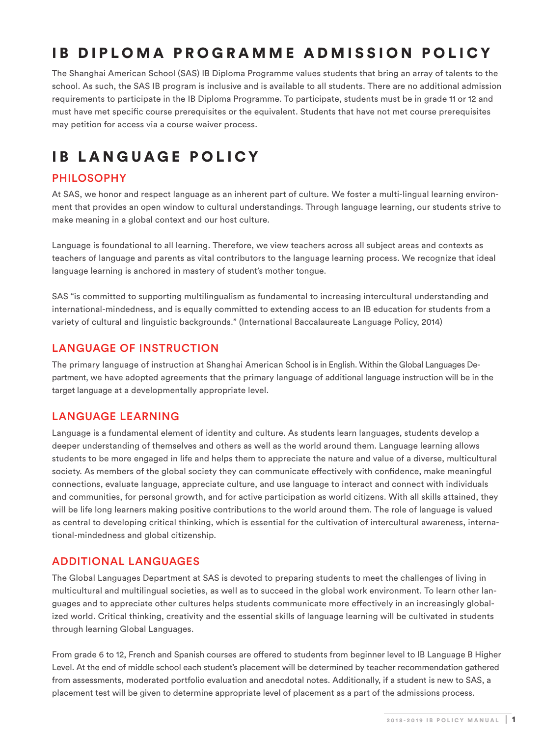# IB DIPLOMA PROGRAMME ADMISSION POLICY

The Shanghai American School (SAS) IB Diploma Programme values students that bring an array of talents to the school. As such, the SAS IB program is inclusive and is available to all students. There are no additional admission requirements to participate in the IB Diploma Programme. To participate, students must be in grade 11 or 12 and must have met specific course prerequisites or the equivalent. Students that have not met course prerequisites may petition for access via a course waiver process.

# IB LANGUAGE POLICY

## PHILOSOPHY

At SAS, we honor and respect language as an inherent part of culture. We foster a multi-lingual learning environment that provides an open window to cultural understandings. Through language learning, our students strive to make meaning in a global context and our host culture.

Language is foundational to all learning. Therefore, we view teachers across all subject areas and contexts as teachers of language and parents as vital contributors to the language learning process. We recognize that ideal language learning is anchored in mastery of student's mother tongue.

SAS "is committed to supporting multilingualism as fundamental to increasing intercultural understanding and international-mindedness, and is equally committed to extending access to an IB education for students from a variety of cultural and linguistic backgrounds." (International Baccalaureate Language Policy, 2014)

## LANGUAGE OF INSTRUCTION

The primary language of instruction at Shanghai American School is in English. Within the Global Languages Department, we have adopted agreements that the primary language of additional language instruction will be in the target language at a developmentally appropriate level.

## LANGUAGE LEARNING

Language is a fundamental element of identity and culture. As students learn languages, students develop a deeper understanding of themselves and others as well as the world around them. Language learning allows students to be more engaged in life and helps them to appreciate the nature and value of a diverse, multicultural society. As members of the global society they can communicate effectively with confidence, make meaningful connections, evaluate language, appreciate culture, and use language to interact and connect with individuals and communities, for personal growth, and for active participation as world citizens. With all skills attained, they will be life long learners making positive contributions to the world around them. The role of language is valued as central to developing critical thinking, which is essential for the cultivation of intercultural awareness, international-mindedness and global citizenship.

## ADDITIONAL LANGUAGES

The Global Languages Department at SAS is devoted to preparing students to meet the challenges of living in multicultural and multilingual societies, as well as to succeed in the global work environment. To learn other languages and to appreciate other cultures helps students communicate more effectively in an increasingly globalized world. Critical thinking, creativity and the essential skills of language learning will be cultivated in students through learning Global Languages.

From grade 6 to 12, French and Spanish courses are offered to students from beginner level to IB Language B Higher Level. At the end of middle school each student's placement will be determined by teacher recommendation gathered from assessments, moderated portfolio evaluation and anecdotal notes. Additionally, if a student is new to SAS, a placement test will be given to determine appropriate level of placement as a part of the admissions process.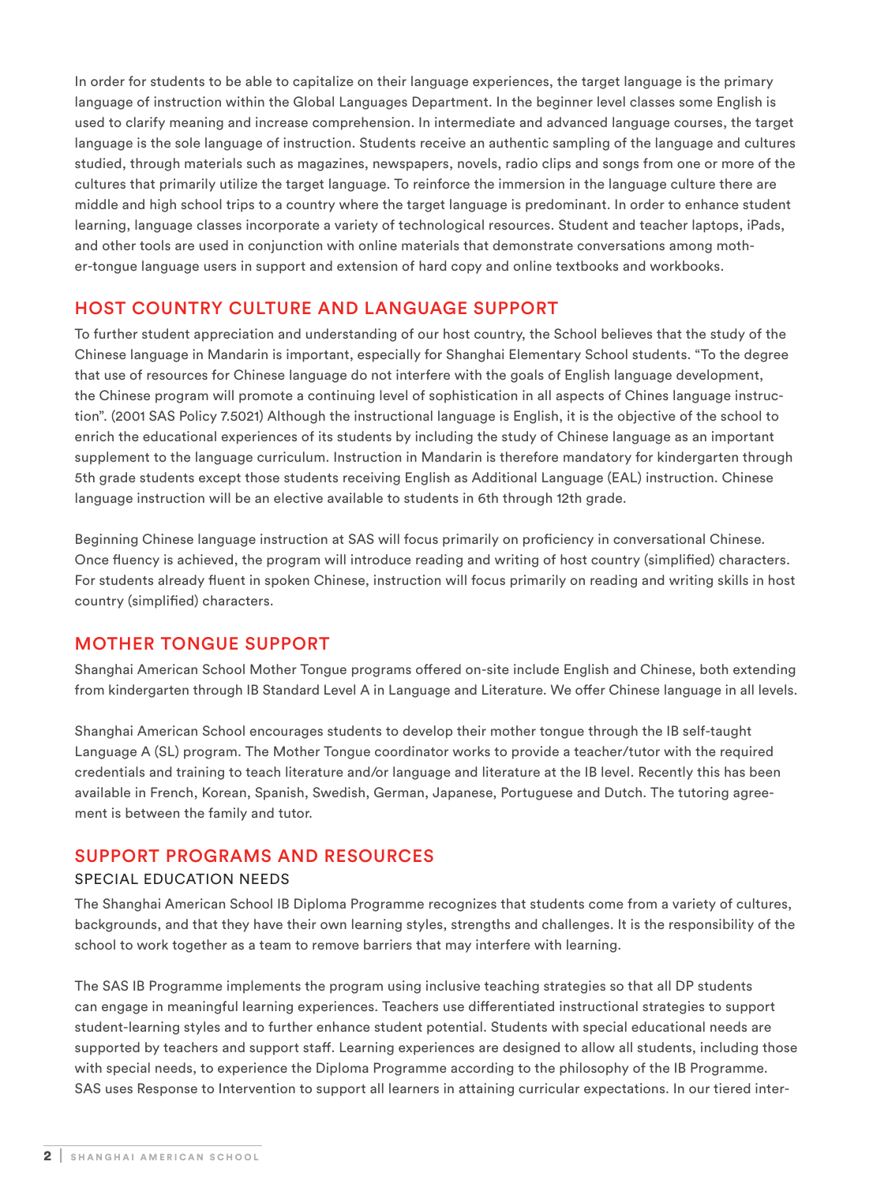In order for students to be able to capitalize on their language experiences, the target language is the primary language of instruction within the Global Languages Department. In the beginner level classes some English is used to clarify meaning and increase comprehension. In intermediate and advanced language courses, the target language is the sole language of instruction. Students receive an authentic sampling of the language and cultures studied, through materials such as magazines, newspapers, novels, radio clips and songs from one or more of the cultures that primarily utilize the target language. To reinforce the immersion in the language culture there are middle and high school trips to a country where the target language is predominant. In order to enhance student learning, language classes incorporate a variety of technological resources. Student and teacher laptops, iPads, and other tools are used in conjunction with online materials that demonstrate conversations among mother-tongue language users in support and extension of hard copy and online textbooks and workbooks.

## HOST COUNTRY CULTURE AND LANGUAGE SUPPORT

To further student appreciation and understanding of our host country, the School believes that the study of the Chinese language in Mandarin is important, especially for Shanghai Elementary School students. "To the degree that use of resources for Chinese language do not interfere with the goals of English language development, the Chinese program will promote a continuing level of sophistication in all aspects of Chines language instruction". (2001 SAS Policy 7.5021) Although the instructional language is English, it is the objective of the school to enrich the educational experiences of its students by including the study of Chinese language as an important supplement to the language curriculum. Instruction in Mandarin is therefore mandatory for kindergarten through 5th grade students except those students receiving English as Additional Language (EAL) instruction. Chinese language instruction will be an elective available to students in 6th through 12th grade.

Beginning Chinese language instruction at SAS will focus primarily on proficiency in conversational Chinese. Once fluency is achieved, the program will introduce reading and writing of host country (simplified) characters. For students already fluent in spoken Chinese, instruction will focus primarily on reading and writing skills in host country (simplified) characters.

## MOTHER TONGUE SUPPORT

Shanghai American School Mother Tongue programs offered on-site include English and Chinese, both extending from kindergarten through IB Standard Level A in Language and Literature. We offer Chinese language in all levels.

Shanghai American School encourages students to develop their mother tongue through the IB self-taught Language A (SL) program. The Mother Tongue coordinator works to provide a teacher/tutor with the required credentials and training to teach literature and/or language and literature at the IB level. Recently this has been available in French, Korean, Spanish, Swedish, German, Japanese, Portuguese and Dutch. The tutoring agreement is between the family and tutor.

## SUPPORT PROGRAMS AND RESOURCES

### SPECIAL EDUCATION NEEDS

The Shanghai American School IB Diploma Programme recognizes that students come from a variety of cultures, backgrounds, and that they have their own learning styles, strengths and challenges. It is the responsibility of the school to work together as a team to remove barriers that may interfere with learning.

The SAS IB Programme implements the program using inclusive teaching strategies so that all DP students can engage in meaningful learning experiences. Teachers use differentiated instructional strategies to support student-learning styles and to further enhance student potential. Students with special educational needs are supported by teachers and support staff. Learning experiences are designed to allow all students, including those with special needs, to experience the Diploma Programme according to the philosophy of the IB Programme. SAS uses Response to Intervention to support all learners in attaining curricular expectations. In our tiered inter-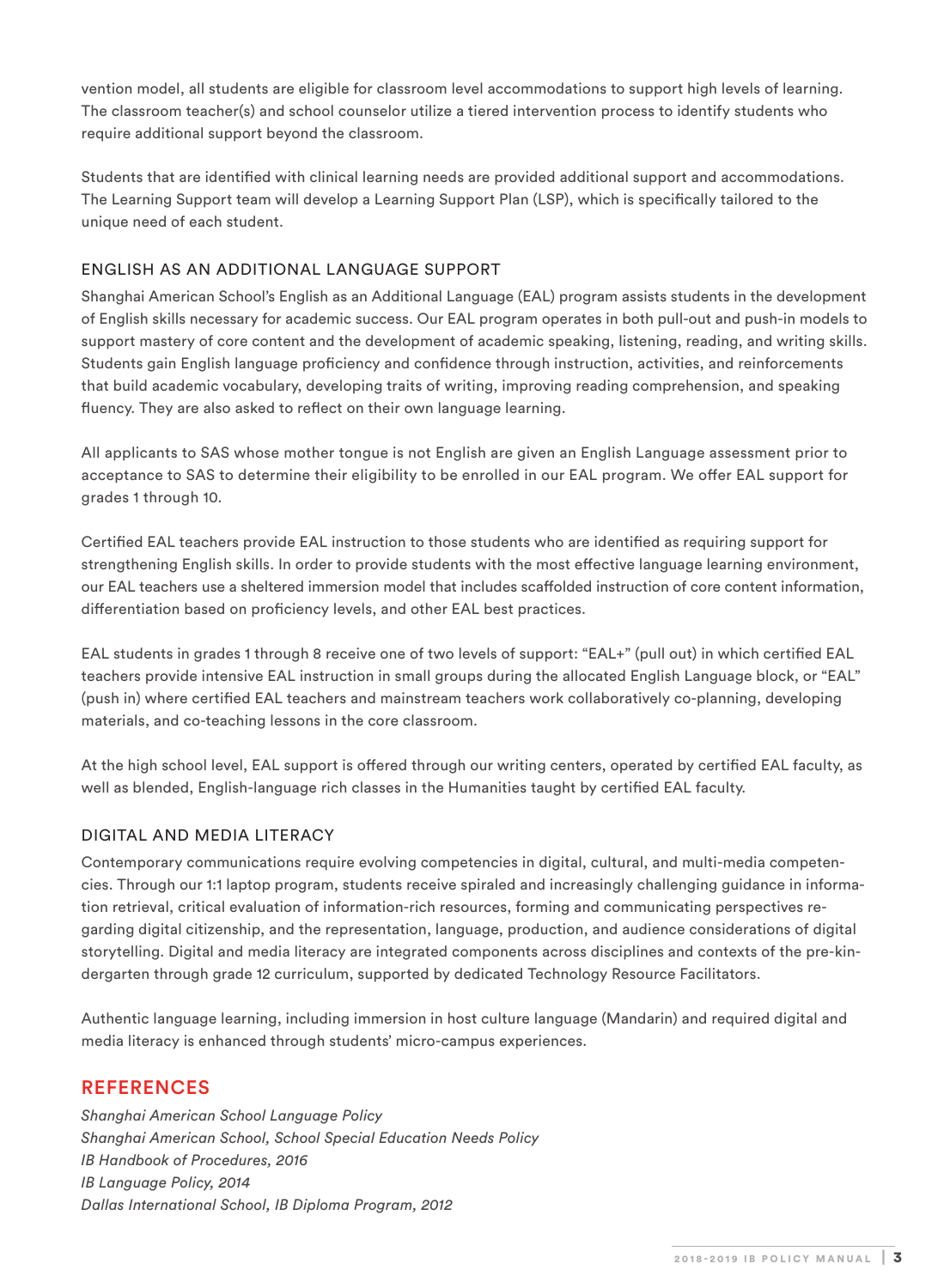vention model, all students are eligible for classroom level accommodations to support high levels of learning. The classroom teacher(s) and school counselor utilize a tiered intervention process to identify students who require additional support beyond the classroom.

Students that are identified with clinical learning needs are provided additional support and accommodations. The Learning Support team will develop a Learning Support Plan (LSP), which is specifically tailored to the unique need of each student.

### ENGLISH AS AN ADDITIONAL LANGUAGE SUPPORT

Shanghai American School's English as an Additional Language (EAL) program assists students in the development of English skills necessary for academic success. Our EAL program operates in both pull-out and push-in models to support mastery of core content and the development of academic speaking, listening, reading, and writing skills. Students gain English language proficiency and confidence through instruction, activities, and reinforcements that build academic vocabulary, developing traits of writing, improving reading comprehension, and speaking fluency. They are also asked to reflect on their own language learning.

All applicants to SAS whose mother tongue is not English are given an English Language assessment prior to acceptance to SAS to determine their eligibility to be enrolled in our EAL program. We offer EAL support for grades 1 through 10.

Certified EAL teachers provide EAL instruction to those students who are identified as requiring support for strengthening English skills. In order to provide students with the most effective language learning environment, our EAL teachers use a sheltered immersion model that includes scaffolded instruction of core content information, differentiation based on proficiency levels, and other EAL best practices.

EAL students in grades 1 through 8 receive one of two levels of support: "EAL+" (pull out) in which certified EAL teachers provide intensive EAL instruction in small groups during the allocated English Language block, or "EAL" (push in) where certified EAL teachers and mainstream teachers work collaboratively co-planning, developing materials, and co-teaching lessons in the core classroom.

At the high school level, EAL support is offered through our writing centers, operated by certified EAL faculty, as well as blended, English-language rich classes in the Humanities taught by certified EAL faculty.

### DIGITAL AND MEDIA LITERACY

Contemporary communications require evolving competencies in digital, cultural, and multi-media competencies. Through our 1:1 laptop program, students receive spiraled and increasingly challenging guidance in information retrieval, critical evaluation of information-rich resources, forming and communicating perspectives regarding digital citizenship, and the representation, language, production, and audience considerations of digital storytelling. Digital and media literacy are integrated components across disciplines and contexts of the pre-kindergarten through grade 12 curriculum, supported by dedicated Technology Resource Facilitators.

Authentic language learning, including immersion in host culture language (Mandarin) and required digital and media literacy is enhanced through students' micro-campus experiences.

## REFERENCES

*Shanghai American School Language Policy*
*Shanghai American School, School Special Education Needs Policy*
*IB Handbook of Procedures, 2016*
*IB Language Policy, 2014*
*Dallas International School, IB Diploma Program, 2012*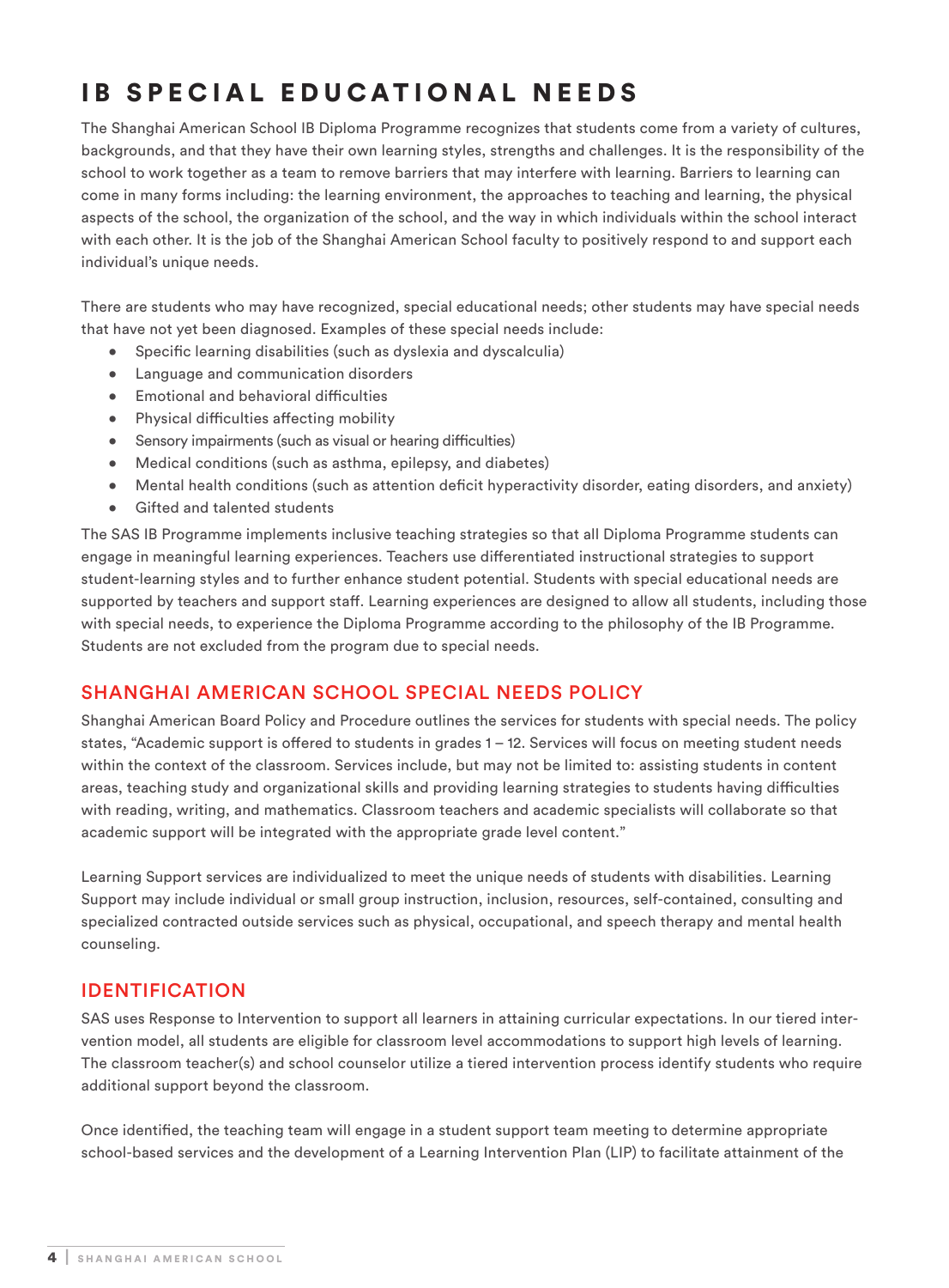# IB SPECIAL EDUCATIONAL NEEDS

The Shanghai American School IB Diploma Programme recognizes that students come from a variety of cultures, backgrounds, and that they have their own learning styles, strengths and challenges. It is the responsibility of the school to work together as a team to remove barriers that may interfere with learning. Barriers to learning can come in many forms including: the learning environment, the approaches to teaching and learning, the physical aspects of the school, the organization of the school, and the way in which individuals within the school interact with each other. It is the job of the Shanghai American School faculty to positively respond to and support each individual's unique needs.

There are students who may have recognized, special educational needs; other students may have special needs that have not yet been diagnosed. Examples of these special needs include:

- Specific learning disabilities (such as dyslexia and dyscalculia)
- Language and communication disorders
- Emotional and behavioral difficulties
- Physical difficulties affecting mobility
- Sensory impairments (such as visual or hearing difficulties)
- Medical conditions (such as asthma, epilepsy, and diabetes)
- Mental health conditions (such as attention deficit hyperactivity disorder, eating disorders, and anxiety)
- Gifted and talented students

The SAS IB Programme implements inclusive teaching strategies so that all Diploma Programme students can engage in meaningful learning experiences. Teachers use differentiated instructional strategies to support student-learning styles and to further enhance student potential. Students with special educational needs are supported by teachers and support staff. Learning experiences are designed to allow all students, including those with special needs, to experience the Diploma Programme according to the philosophy of the IB Programme. Students are not excluded from the program due to special needs.

## SHANGHAI AMERICAN SCHOOL SPECIAL NEEDS POLICY

Shanghai American Board Policy and Procedure outlines the services for students with special needs. The policy states, "Academic support is offered to students in grades 1 – 12. Services will focus on meeting student needs within the context of the classroom. Services include, but may not be limited to: assisting students in content areas, teaching study and organizational skills and providing learning strategies to students having difficulties with reading, writing, and mathematics. Classroom teachers and academic specialists will collaborate so that academic support will be integrated with the appropriate grade level content."

Learning Support services are individualized to meet the unique needs of students with disabilities. Learning Support may include individual or small group instruction, inclusion, resources, self-contained, consulting and specialized contracted outside services such as physical, occupational, and speech therapy and mental health counseling.

## IDENTIFICATION

SAS uses Response to Intervention to support all learners in attaining curricular expectations. In our tiered intervention model, all students are eligible for classroom level accommodations to support high levels of learning. The classroom teacher(s) and school counselor utilize a tiered intervention process identify students who require additional support beyond the classroom.

Once identified, the teaching team will engage in a student support team meeting to determine appropriate school-based services and the development of a Learning Intervention Plan (LIP) to facilitate attainment of the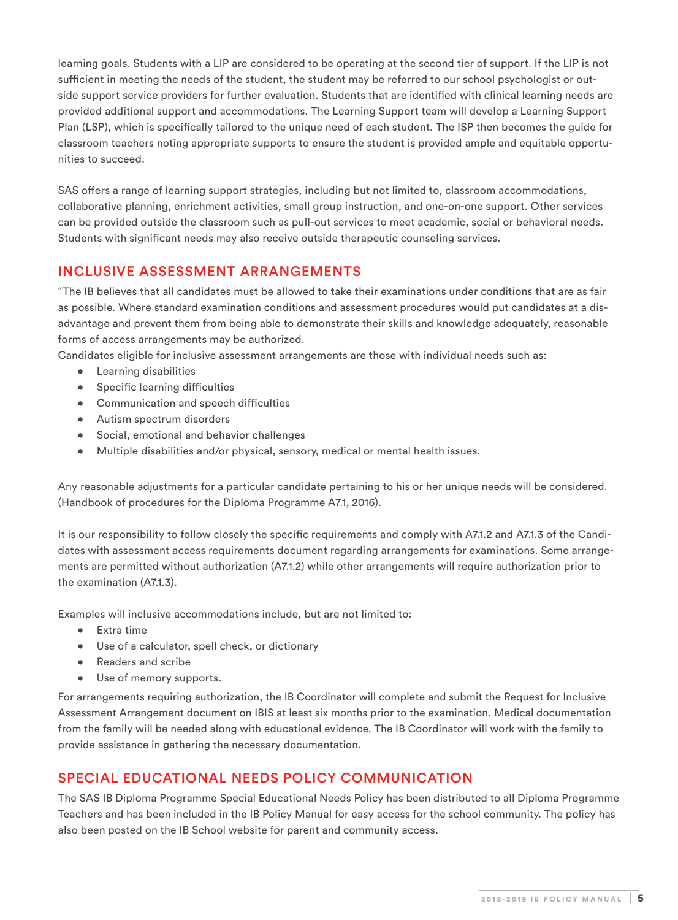learning goals. Students with a LIP are considered to be operating at the second tier of support. If the LIP is not sufficient in meeting the needs of the student, the student may be referred to our school psychologist or outside support service providers for further evaluation. Students that are identified with clinical learning needs are provided additional support and accommodations. The Learning Support team will develop a Learning Support Plan (LSP), which is specifically tailored to the unique need of each student. The ISP then becomes the guide for classroom teachers noting appropriate supports to ensure the student is provided ample and equitable opportunities to succeed.

SAS offers a range of learning support strategies, including but not limited to, classroom accommodations, collaborative planning, enrichment activities, small group instruction, and one-on-one support. Other services can be provided outside the classroom such as pull-out services to meet academic, social or behavioral needs. Students with significant needs may also receive outside therapeutic counseling services.

## INCLUSIVE ASSESSMENT ARRANGEMENTS

"The IB believes that all candidates must be allowed to take their examinations under conditions that are as fair as possible. Where standard examination conditions and assessment procedures would put candidates at a disadvantage and prevent them from being able to demonstrate their skills and knowledge adequately, reasonable forms of access arrangements may be authorized.

Candidates eligible for inclusive assessment arrangements are those with individual needs such as:

- Learning disabilities
- Specific learning difficulties
- Communication and speech difficulties
- Autism spectrum disorders
- Social, emotional and behavior challenges
- Multiple disabilities and/or physical, sensory, medical or mental health issues.

Any reasonable adjustments for a particular candidate pertaining to his or her unique needs will be considered. (Handbook of procedures for the Diploma Programme A7.1, 2016).

It is our responsibility to follow closely the specific requirements and comply with A7.1.2 and A7.1.3 of the Candidates with assessment access requirements document regarding arrangements for examinations. Some arrangements are permitted without authorization (A7.1.2) while other arrangements will require authorization prior to the examination (A7.1.3).

Examples will inclusive accommodations include, but are not limited to:

- Extra time
- Use of a calculator, spell check, or dictionary
- Readers and scribe
- Use of memory supports.

For arrangements requiring authorization, the IB Coordinator will complete and submit the Request for Inclusive Assessment Arrangement document on IBIS at least six months prior to the examination. Medical documentation from the family will be needed along with educational evidence. The IB Coordinator will work with the family to provide assistance in gathering the necessary documentation.

## SPECIAL EDUCATIONAL NEEDS POLICY COMMUNICATION

The SAS IB Diploma Programme Special Educational Needs Policy has been distributed to all Diploma Programme Teachers and has been included in the IB Policy Manual for easy access for the school community. The policy has also been posted on the IB School website for parent and community access.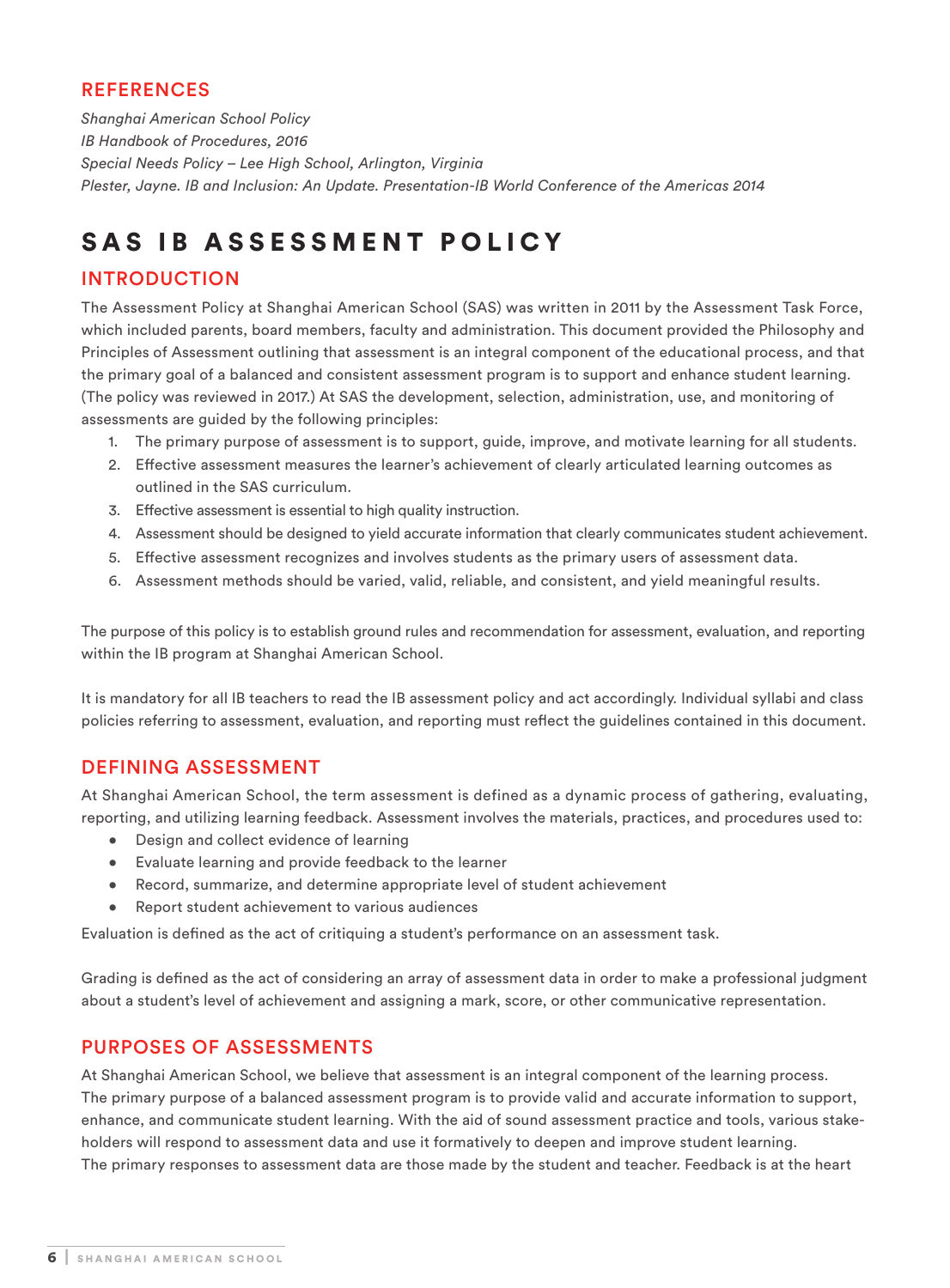## REFERENCES

*Shanghai American School Policy*
*IB Handbook of Procedures, 2016*
*Special Needs Policy – Lee High School, Arlington, Virginia*
*Plester, Jayne. IB and Inclusion: An Update. Presentation-IB World Conference of the Americas 2014*

# SAS IB ASSESSMENT POLICY

## INTRODUCTION

The Assessment Policy at Shanghai American School (SAS) was written in 2011 by the Assessment Task Force, which included parents, board members, faculty and administration. This document provided the Philosophy and Principles of Assessment outlining that assessment is an integral component of the educational process, and that the primary goal of a balanced and consistent assessment program is to support and enhance student learning. (The policy was reviewed in 2017.) At SAS the development, selection, administration, use, and monitoring of assessments are guided by the following principles:

1. The primary purpose of assessment is to support, guide, improve, and motivate learning for all students.
2. Effective assessment measures the learner's achievement of clearly articulated learning outcomes as outlined in the SAS curriculum.
3. Effective assessment is essential to high quality instruction.
4. Assessment should be designed to yield accurate information that clearly communicates student achievement.
5. Effective assessment recognizes and involves students as the primary users of assessment data.
6. Assessment methods should be varied, valid, reliable, and consistent, and yield meaningful results.

The purpose of this policy is to establish ground rules and recommendation for assessment, evaluation, and reporting within the IB program at Shanghai American School.

It is mandatory for all IB teachers to read the IB assessment policy and act accordingly. Individual syllabi and class policies referring to assessment, evaluation, and reporting must reflect the guidelines contained in this document.

## DEFINING ASSESSMENT

At Shanghai American School, the term assessment is defined as a dynamic process of gathering, evaluating, reporting, and utilizing learning feedback. Assessment involves the materials, practices, and procedures used to:

- Design and collect evidence of learning
- Evaluate learning and provide feedback to the learner
- Record, summarize, and determine appropriate level of student achievement
- Report student achievement to various audiences

Evaluation is defined as the act of critiquing a student's performance on an assessment task.

Grading is defined as the act of considering an array of assessment data in order to make a professional judgment about a student's level of achievement and assigning a mark, score, or other communicative representation.

## PURPOSES OF ASSESSMENTS

At Shanghai American School, we believe that assessment is an integral component of the learning process. The primary purpose of a balanced assessment program is to provide valid and accurate information to support, enhance, and communicate student learning. With the aid of sound assessment practice and tools, various stakeholders will respond to assessment data and use it formatively to deepen and improve student learning.
The primary responses to assessment data are those made by the student and teacher. Feedback is at the heart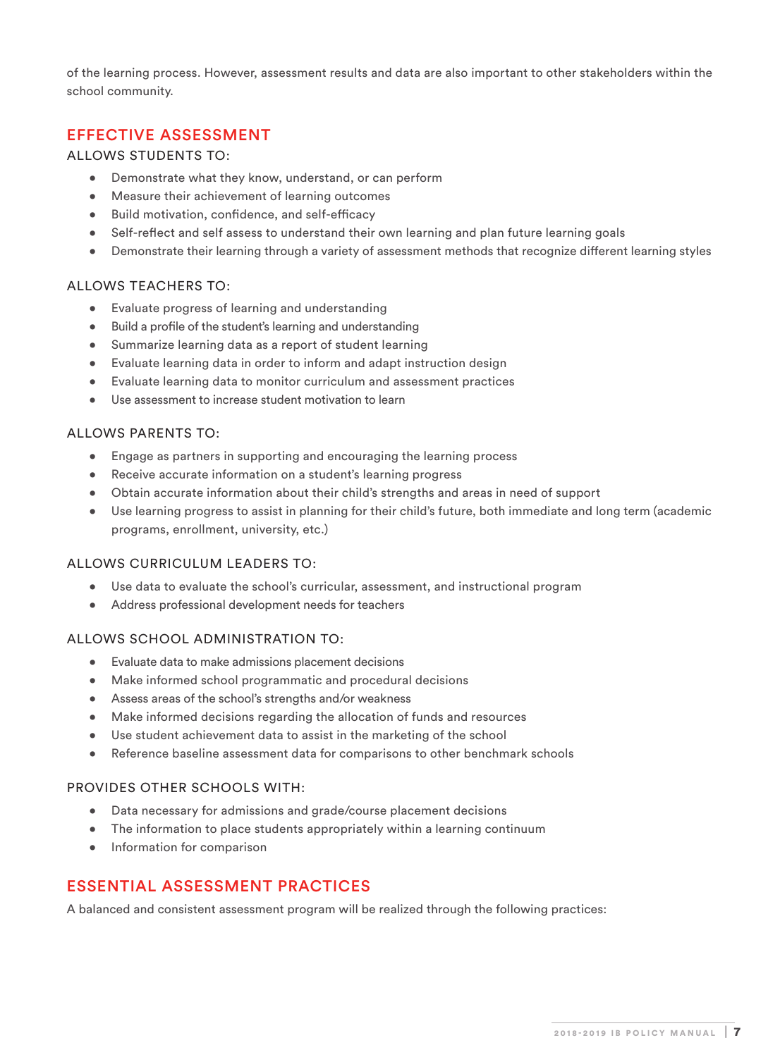of the learning process. However, assessment results and data are also important to other stakeholders within the school community.

## EFFECTIVE ASSESSMENT

### ALLOWS STUDENTS TO:

- Demonstrate what they know, understand, or can perform
- Measure their achievement of learning outcomes
- Build motivation, confidence, and self-efficacy
- Self-reflect and self assess to understand their own learning and plan future learning goals
- Demonstrate their learning through a variety of assessment methods that recognize different learning styles

### ALLOWS TEACHERS TO:

- Evaluate progress of learning and understanding
- Build a profile of the student's learning and understanding
- Summarize learning data as a report of student learning
- Evaluate learning data in order to inform and adapt instruction design
- Evaluate learning data to monitor curriculum and assessment practices
- Use assessment to increase student motivation to learn

### ALLOWS PARENTS TO:

- Engage as partners in supporting and encouraging the learning process
- Receive accurate information on a student's learning progress
- Obtain accurate information about their child's strengths and areas in need of support
- Use learning progress to assist in planning for their child's future, both immediate and long term (academic programs, enrollment, university, etc.)

### ALLOWS CURRICULUM LEADERS TO:

- Use data to evaluate the school's curricular, assessment, and instructional program
- Address professional development needs for teachers

### ALLOWS SCHOOL ADMINISTRATION TO:

- Evaluate data to make admissions placement decisions
- Make informed school programmatic and procedural decisions
- Assess areas of the school's strengths and/or weakness
- Make informed decisions regarding the allocation of funds and resources
- Use student achievement data to assist in the marketing of the school
- Reference baseline assessment data for comparisons to other benchmark schools

### PROVIDES OTHER SCHOOLS WITH:

- Data necessary for admissions and grade/course placement decisions
- The information to place students appropriately within a learning continuum
- Information for comparison

## ESSENTIAL ASSESSMENT PRACTICES

A balanced and consistent assessment program will be realized through the following practices: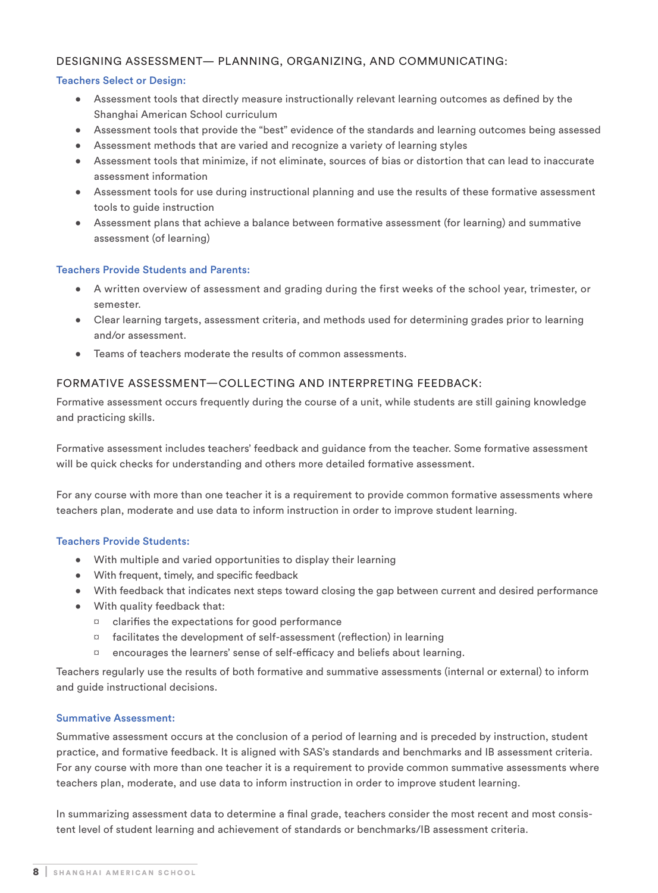## DESIGNING ASSESSMENT— PLANNING, ORGANIZING, AND COMMUNICATING:

### Teachers Select or Design:

- Assessment tools that directly measure instructionally relevant learning outcomes as defined by the Shanghai American School curriculum
- Assessment tools that provide the "best" evidence of the standards and learning outcomes being assessed
- Assessment methods that are varied and recognize a variety of learning styles
- Assessment tools that minimize, if not eliminate, sources of bias or distortion that can lead to inaccurate assessment information
- Assessment tools for use during instructional planning and use the results of these formative assessment tools to guide instruction
- Assessment plans that achieve a balance between formative assessment (for learning) and summative assessment (of learning)

### Teachers Provide Students and Parents:

- A written overview of assessment and grading during the first weeks of the school year, trimester, or semester.
- Clear learning targets, assessment criteria, and methods used for determining grades prior to learning and/or assessment.
- Teams of teachers moderate the results of common assessments.

## FORMATIVE ASSESSMENT—COLLECTING AND INTERPRETING FEEDBACK:

Formative assessment occurs frequently during the course of a unit, while students are still gaining knowledge and practicing skills.

Formative assessment includes teachers' feedback and guidance from the teacher. Some formative assessment will be quick checks for understanding and others more detailed formative assessment.

For any course with more than one teacher it is a requirement to provide common formative assessments where teachers plan, moderate and use data to inform instruction in order to improve student learning.

### Teachers Provide Students:

- With multiple and varied opportunities to display their learning
- With frequent, timely, and specific feedback
- With feedback that indicates next steps toward closing the gap between current and desired performance
- With quality feedback that:
  - clarifies the expectations for good performance
  - facilitates the development of self-assessment (reflection) in learning
  - encourages the learners' sense of self-efficacy and beliefs about learning.

Teachers regularly use the results of both formative and summative assessments (internal or external) to inform and guide instructional decisions.

### Summative Assessment:

Summative assessment occurs at the conclusion of a period of learning and is preceded by instruction, student practice, and formative feedback. It is aligned with SAS's standards and benchmarks and IB assessment criteria. For any course with more than one teacher it is a requirement to provide common summative assessments where teachers plan, moderate, and use data to inform instruction in order to improve student learning.

In summarizing assessment data to determine a final grade, teachers consider the most recent and most consistent level of student learning and achievement of standards or benchmarks/IB assessment criteria.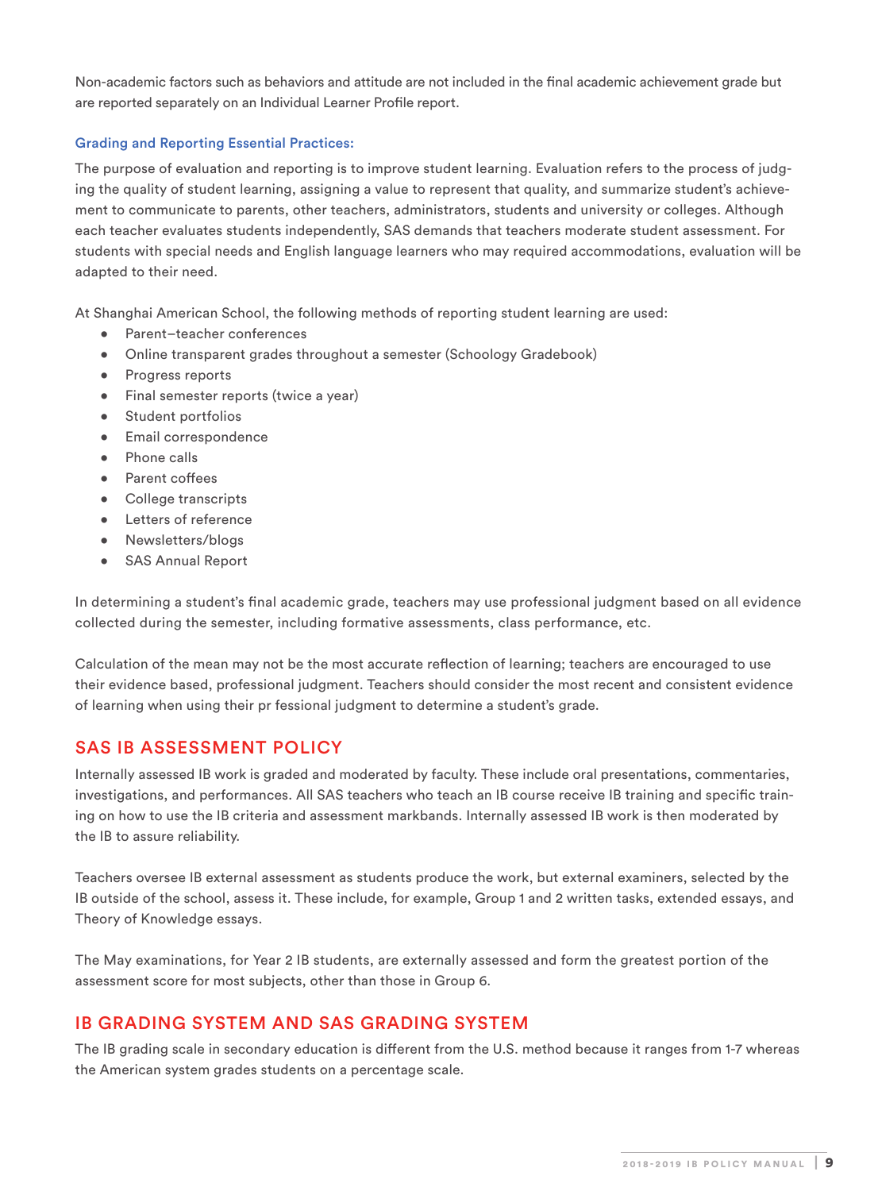Non-academic factors such as behaviors and attitude are not included in the final academic achievement grade but are reported separately on an Individual Learner Profile report.

### Grading and Reporting Essential Practices:

The purpose of evaluation and reporting is to improve student learning. Evaluation refers to the process of judging the quality of student learning, assigning a value to represent that quality, and summarize student's achievement to communicate to parents, other teachers, administrators, students and university or colleges. Although each teacher evaluates students independently, SAS demands that teachers moderate student assessment. For students with special needs and English language learners who may required accommodations, evaluation will be adapted to their need.

At Shanghai American School, the following methods of reporting student learning are used:

- Parent–teacher conferences
- Online transparent grades throughout a semester (Schoology Gradebook)
- Progress reports
- Final semester reports (twice a year)
- Student portfolios
- Email correspondence
- Phone calls
- Parent coffees
- College transcripts
- Letters of reference
- Newsletters/blogs
- SAS Annual Report

In determining a student's final academic grade, teachers may use professional judgment based on all evidence collected during the semester, including formative assessments, class performance, etc.

Calculation of the mean may not be the most accurate reflection of learning; teachers are encouraged to use their evidence based, professional judgment. Teachers should consider the most recent and consistent evidence of learning when using their pr fessional judgment to determine a student's grade.

## SAS IB ASSESSMENT POLICY

Internally assessed IB work is graded and moderated by faculty. These include oral presentations, commentaries, investigations, and performances. All SAS teachers who teach an IB course receive IB training and specific training on how to use the IB criteria and assessment markbands. Internally assessed IB work is then moderated by the IB to assure reliability.

Teachers oversee IB external assessment as students produce the work, but external examiners, selected by the IB outside of the school, assess it. These include, for example, Group 1 and 2 written tasks, extended essays, and Theory of Knowledge essays.

The May examinations, for Year 2 IB students, are externally assessed and form the greatest portion of the assessment score for most subjects, other than those in Group 6.

## IB GRADING SYSTEM AND SAS GRADING SYSTEM

The IB grading scale in secondary education is different from the U.S. method because it ranges from 1-7 whereas the American system grades students on a percentage scale.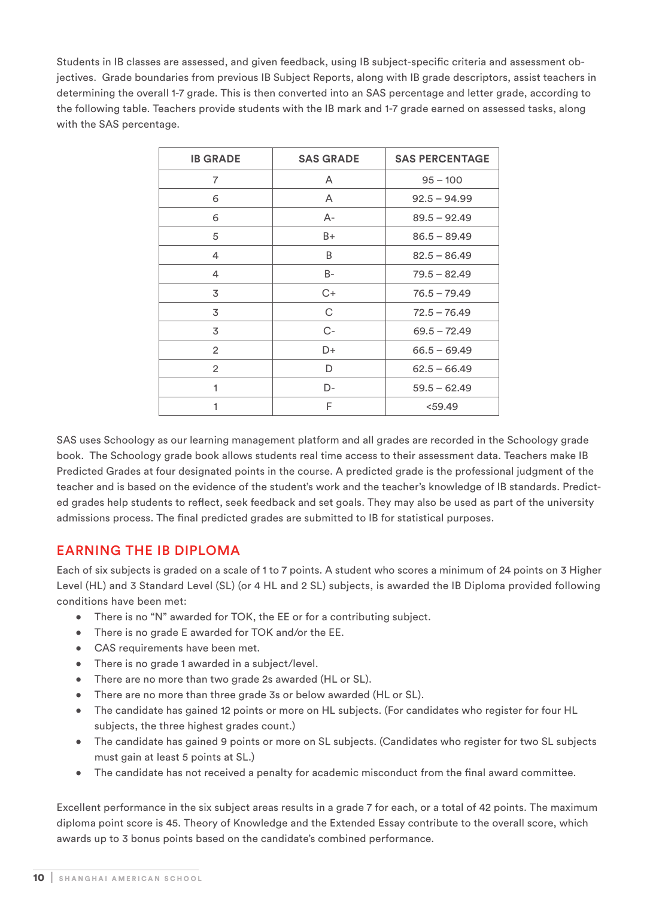Students in IB classes are assessed, and given feedback, using IB subject-specific criteria and assessment objectives. Grade boundaries from previous IB Subject Reports, along with IB grade descriptors, assist teachers in determining the overall 1-7 grade. This is then converted into an SAS percentage and letter grade, according to the following table. Teachers provide students with the IB mark and 1-7 grade earned on assessed tasks, along with the SAS percentage.

| IB GRADE | SAS GRADE | SAS PERCENTAGE |
|---|---|---|
| 7 | A | 95 – 100 |
| 6 | A | 92.5 – 94.99 |
| 6 | A- | 89.5 – 92.49 |
| 5 | B+ | 86.5 – 89.49 |
| 4 | B | 82.5 – 86.49 |
| 4 | B- | 79.5 – 82.49 |
| 3 | C+ | 76.5 – 79.49 |
| 3 | C | 72.5 – 76.49 |
| 3 | C- | 69.5 – 72.49 |
| 2 | D+ | 66.5 – 69.49 |
| 2 | D | 62.5 – 66.49 |
| 1 | D- | 59.5 – 62.49 |
| 1 | F | <59.49 |

SAS uses Schoology as our learning management platform and all grades are recorded in the Schoology grade book. The Schoology grade book allows students real time access to their assessment data. Teachers make IB Predicted Grades at four designated points in the course. A predicted grade is the professional judgment of the teacher and is based on the evidence of the student's work and the teacher's knowledge of IB standards. Predicted grades help students to reflect, seek feedback and set goals. They may also be used as part of the university admissions process. The final predicted grades are submitted to IB for statistical purposes.

## EARNING THE IB DIPLOMA

Each of six subjects is graded on a scale of 1 to 7 points. A student who scores a minimum of 24 points on 3 Higher Level (HL) and 3 Standard Level (SL) (or 4 HL and 2 SL) subjects, is awarded the IB Diploma provided following conditions have been met:

- There is no "N" awarded for TOK, the EE or for a contributing subject.
- There is no grade E awarded for TOK and/or the EE.
- CAS requirements have been met.
- There is no grade 1 awarded in a subject/level.
- There are no more than two grade 2s awarded (HL or SL).
- There are no more than three grade 3s or below awarded (HL or SL).
- The candidate has gained 12 points or more on HL subjects. (For candidates who register for four HL subjects, the three highest grades count.)
- The candidate has gained 9 points or more on SL subjects. (Candidates who register for two SL subjects must gain at least 5 points at SL.)
- The candidate has not received a penalty for academic misconduct from the final award committee.

Excellent performance in the six subject areas results in a grade 7 for each, or a total of 42 points. The maximum diploma point score is 45. Theory of Knowledge and the Extended Essay contribute to the overall score, which awards up to 3 bonus points based on the candidate's combined performance.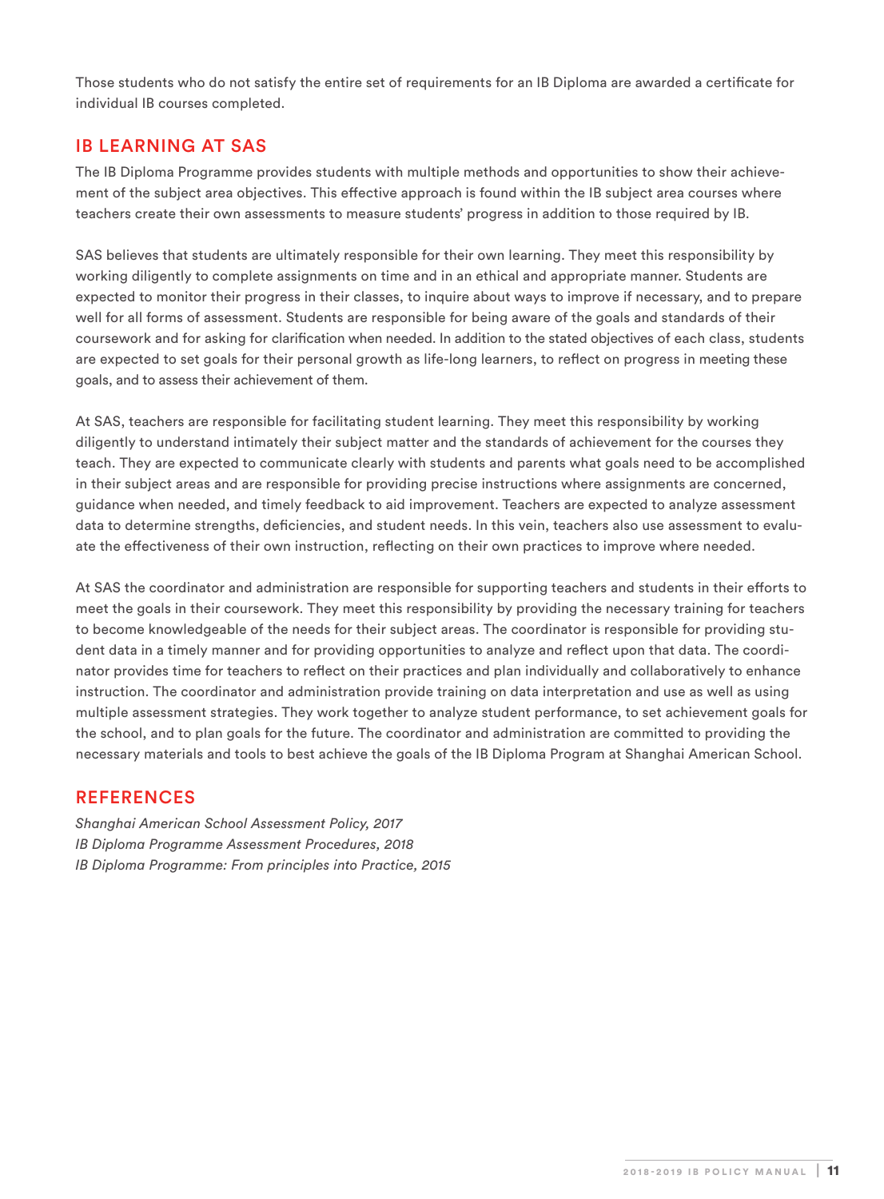Those students who do not satisfy the entire set of requirements for an IB Diploma are awarded a certificate for individual IB courses completed.

## IB LEARNING AT SAS

The IB Diploma Programme provides students with multiple methods and opportunities to show their achievement of the subject area objectives. This effective approach is found within the IB subject area courses where teachers create their own assessments to measure students' progress in addition to those required by IB.

SAS believes that students are ultimately responsible for their own learning. They meet this responsibility by working diligently to complete assignments on time and in an ethical and appropriate manner. Students are expected to monitor their progress in their classes, to inquire about ways to improve if necessary, and to prepare well for all forms of assessment. Students are responsible for being aware of the goals and standards of their coursework and for asking for clarification when needed. In addition to the stated objectives of each class, students are expected to set goals for their personal growth as life-long learners, to reflect on progress in meeting these goals, and to assess their achievement of them.

At SAS, teachers are responsible for facilitating student learning. They meet this responsibility by working diligently to understand intimately their subject matter and the standards of achievement for the courses they teach. They are expected to communicate clearly with students and parents what goals need to be accomplished in their subject areas and are responsible for providing precise instructions where assignments are concerned, guidance when needed, and timely feedback to aid improvement. Teachers are expected to analyze assessment data to determine strengths, deficiencies, and student needs. In this vein, teachers also use assessment to evaluate the effectiveness of their own instruction, reflecting on their own practices to improve where needed.

At SAS the coordinator and administration are responsible for supporting teachers and students in their efforts to meet the goals in their coursework. They meet this responsibility by providing the necessary training for teachers to become knowledgeable of the needs for their subject areas. The coordinator is responsible for providing student data in a timely manner and for providing opportunities to analyze and reflect upon that data. The coordinator provides time for teachers to reflect on their practices and plan individually and collaboratively to enhance instruction. The coordinator and administration provide training on data interpretation and use as well as using multiple assessment strategies. They work together to analyze student performance, to set achievement goals for the school, and to plan goals for the future. The coordinator and administration are committed to providing the necessary materials and tools to best achieve the goals of the IB Diploma Program at Shanghai American School.

## REFERENCES

*Shanghai American School Assessment Policy, 2017*
*IB Diploma Programme Assessment Procedures, 2018*
*IB Diploma Programme: From principles into Practice, 2015*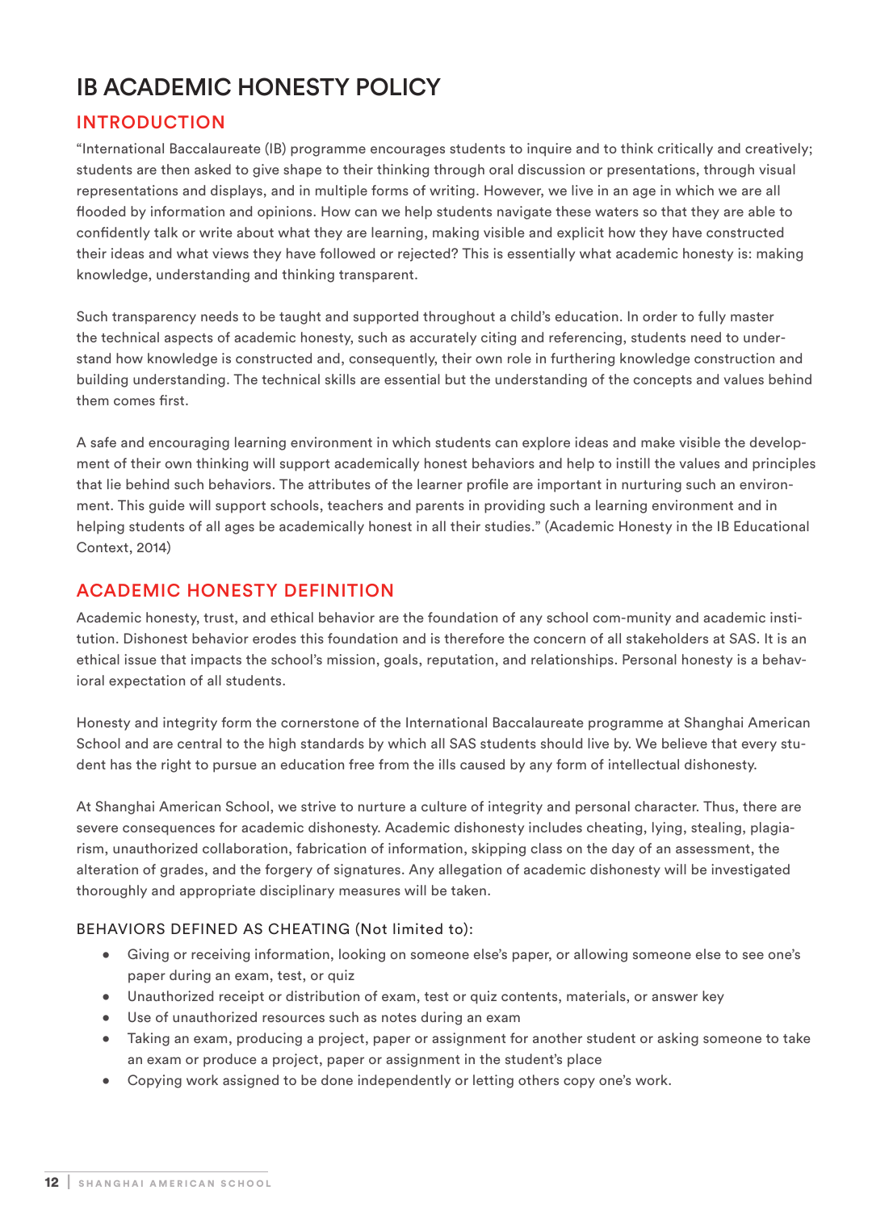# IB ACADEMIC HONESTY POLICY

## INTRODUCTION

"International Baccalaureate (IB) programme encourages students to inquire and to think critically and creatively; students are then asked to give shape to their thinking through oral discussion or presentations, through visual representations and displays, and in multiple forms of writing. However, we live in an age in which we are all flooded by information and opinions. How can we help students navigate these waters so that they are able to confidently talk or write about what they are learning, making visible and explicit how they have constructed their ideas and what views they have followed or rejected? This is essentially what academic honesty is: making knowledge, understanding and thinking transparent.

Such transparency needs to be taught and supported throughout a child's education. In order to fully master the technical aspects of academic honesty, such as accurately citing and referencing, students need to understand how knowledge is constructed and, consequently, their own role in furthering knowledge construction and building understanding. The technical skills are essential but the understanding of the concepts and values behind them comes first.

A safe and encouraging learning environment in which students can explore ideas and make visible the development of their own thinking will support academically honest behaviors and help to instill the values and principles that lie behind such behaviors. The attributes of the learner profile are important in nurturing such an environment. This guide will support schools, teachers and parents in providing such a learning environment and in helping students of all ages be academically honest in all their studies." (Academic Honesty in the IB Educational Context, 2014)

## ACADEMIC HONESTY DEFINITION

Academic honesty, trust, and ethical behavior are the foundation of any school com-munity and academic institution. Dishonest behavior erodes this foundation and is therefore the concern of all stakeholders at SAS. It is an ethical issue that impacts the school's mission, goals, reputation, and relationships. Personal honesty is a behavioral expectation of all students.

Honesty and integrity form the cornerstone of the International Baccalaureate programme at Shanghai American School and are central to the high standards by which all SAS students should live by. We believe that every student has the right to pursue an education free from the ills caused by any form of intellectual dishonesty.

At Shanghai American School, we strive to nurture a culture of integrity and personal character. Thus, there are severe consequences for academic dishonesty. Academic dishonesty includes cheating, lying, stealing, plagiarism, unauthorized collaboration, fabrication of information, skipping class on the day of an assessment, the alteration of grades, and the forgery of signatures. Any allegation of academic dishonesty will be investigated thoroughly and appropriate disciplinary measures will be taken.

### BEHAVIORS DEFINED AS CHEATING (Not limited to):

- Giving or receiving information, looking on someone else's paper, or allowing someone else to see one's paper during an exam, test, or quiz
- Unauthorized receipt or distribution of exam, test or quiz contents, materials, or answer key
- Use of unauthorized resources such as notes during an exam
- Taking an exam, producing a project, paper or assignment for another student or asking someone to take an exam or produce a project, paper or assignment in the student's place
- Copying work assigned to be done independently or letting others copy one's work.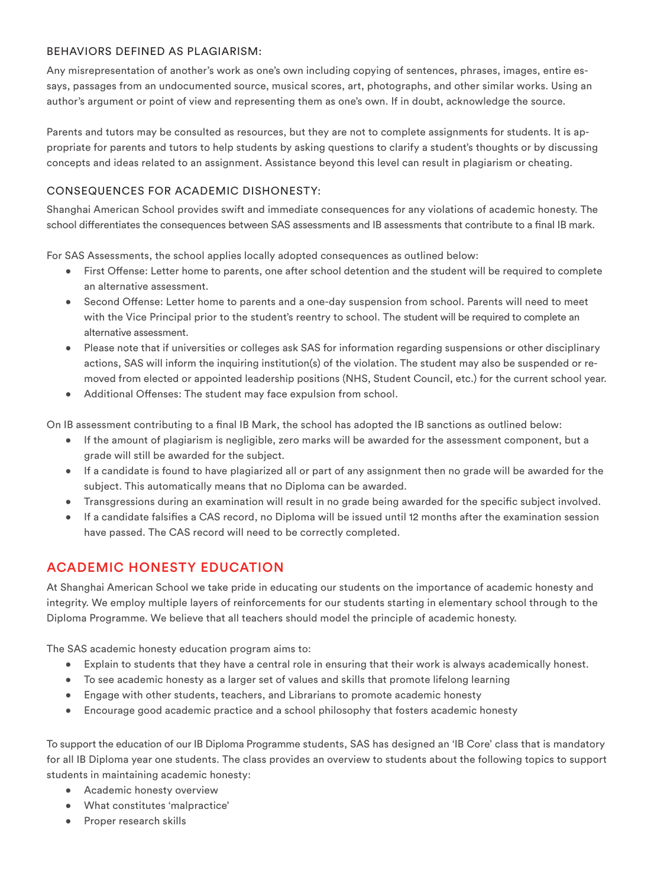### BEHAVIORS DEFINED AS PLAGIARISM:

Any misrepresentation of another's work as one's own including copying of sentences, phrases, images, entire essays, passages from an undocumented source, musical scores, art, photographs, and other similar works. Using an author's argument or point of view and representing them as one's own. If in doubt, acknowledge the source.

Parents and tutors may be consulted as resources, but they are not to complete assignments for students. It is appropriate for parents and tutors to help students by asking questions to clarify a student's thoughts or by discussing concepts and ideas related to an assignment. Assistance beyond this level can result in plagiarism or cheating.

### CONSEQUENCES FOR ACADEMIC DISHONESTY:

Shanghai American School provides swift and immediate consequences for any violations of academic honesty. The school differentiates the consequences between SAS assessments and IB assessments that contribute to a final IB mark.

For SAS Assessments, the school applies locally adopted consequences as outlined below:

- First Offense: Letter home to parents, one after school detention and the student will be required to complete an alternative assessment.
- Second Offense: Letter home to parents and a one-day suspension from school. Parents will need to meet with the Vice Principal prior to the student's reentry to school. The student will be required to complete an alternative assessment.
- Please note that if universities or colleges ask SAS for information regarding suspensions or other disciplinary actions, SAS will inform the inquiring institution(s) of the violation. The student may also be suspended or removed from elected or appointed leadership positions (NHS, Student Council, etc.) for the current school year.
- Additional Offenses: The student may face expulsion from school.

On IB assessment contributing to a final IB Mark, the school has adopted the IB sanctions as outlined below:

- If the amount of plagiarism is negligible, zero marks will be awarded for the assessment component, but a grade will still be awarded for the subject.
- If a candidate is found to have plagiarized all or part of any assignment then no grade will be awarded for the subject. This automatically means that no Diploma can be awarded.
- Transgressions during an examination will result in no grade being awarded for the specific subject involved.
- If a candidate falsifies a CAS record, no Diploma will be issued until 12 months after the examination session have passed. The CAS record will need to be correctly completed.

## ACADEMIC HONESTY EDUCATION

At Shanghai American School we take pride in educating our students on the importance of academic honesty and integrity. We employ multiple layers of reinforcements for our students starting in elementary school through to the Diploma Programme. We believe that all teachers should model the principle of academic honesty.

The SAS academic honesty education program aims to:

- Explain to students that they have a central role in ensuring that their work is always academically honest.
- To see academic honesty as a larger set of values and skills that promote lifelong learning
- Engage with other students, teachers, and Librarians to promote academic honesty
- Encourage good academic practice and a school philosophy that fosters academic honesty

To support the education of our IB Diploma Programme students, SAS has designed an 'IB Core' class that is mandatory for all IB Diploma year one students. The class provides an overview to students about the following topics to support students in maintaining academic honesty:

- Academic honesty overview
- What constitutes 'malpractice'
- Proper research skills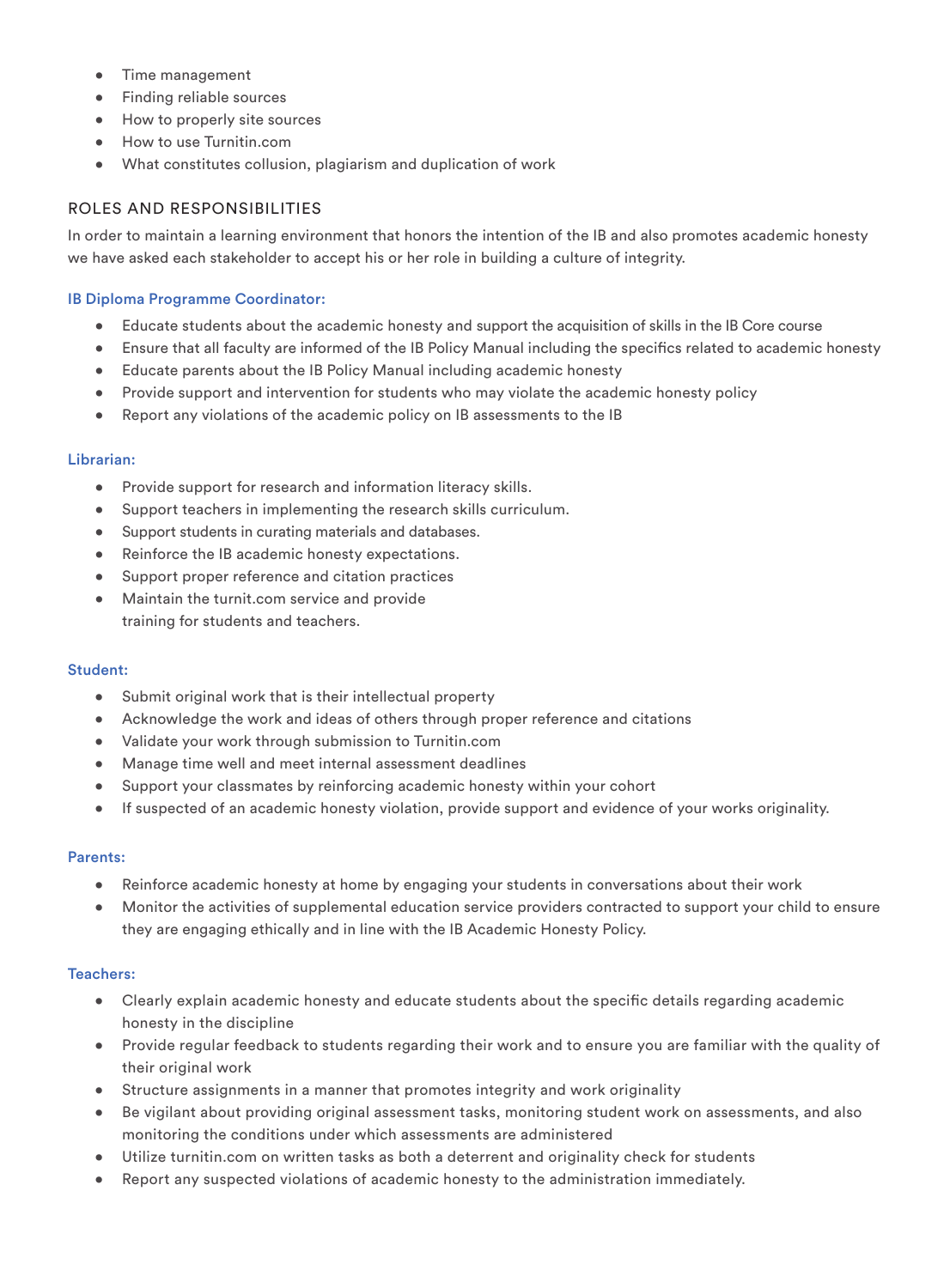- Time management
- Finding reliable sources
- How to properly site sources
- How to use Turnitin.com
- What constitutes collusion, plagiarism and duplication of work

## ROLES AND RESPONSIBILITIES

In order to maintain a learning environment that honors the intention of the IB and also promotes academic honesty we have asked each stakeholder to accept his or her role in building a culture of integrity.

### IB Diploma Programme Coordinator:

- Educate students about the academic honesty and support the acquisition of skills in the IB Core course
- Ensure that all faculty are informed of the IB Policy Manual including the specifics related to academic honesty
- Educate parents about the IB Policy Manual including academic honesty
- Provide support and intervention for students who may violate the academic honesty policy
- Report any violations of the academic policy on IB assessments to the IB

### Librarian:

- Provide support for research and information literacy skills.
- Support teachers in implementing the research skills curriculum.
- Support students in curating materials and databases.
- Reinforce the IB academic honesty expectations.
- Support proper reference and citation practices
- Maintain the turnit.com service and provide training for students and teachers.

### Student:

- Submit original work that is their intellectual property
- Acknowledge the work and ideas of others through proper reference and citations
- Validate your work through submission to Turnitin.com
- Manage time well and meet internal assessment deadlines
- Support your classmates by reinforcing academic honesty within your cohort
- If suspected of an academic honesty violation, provide support and evidence of your works originality.

### Parents:

- Reinforce academic honesty at home by engaging your students in conversations about their work
- Monitor the activities of supplemental education service providers contracted to support your child to ensure they are engaging ethically and in line with the IB Academic Honesty Policy.

### Teachers:

- Clearly explain academic honesty and educate students about the specific details regarding academic honesty in the discipline
- Provide regular feedback to students regarding their work and to ensure you are familiar with the quality of their original work
- Structure assignments in a manner that promotes integrity and work originality
- Be vigilant about providing original assessment tasks, monitoring student work on assessments, and also monitoring the conditions under which assessments are administered
- Utilize turnitin.com on written tasks as both a deterrent and originality check for students
- Report any suspected violations of academic honesty to the administration immediately.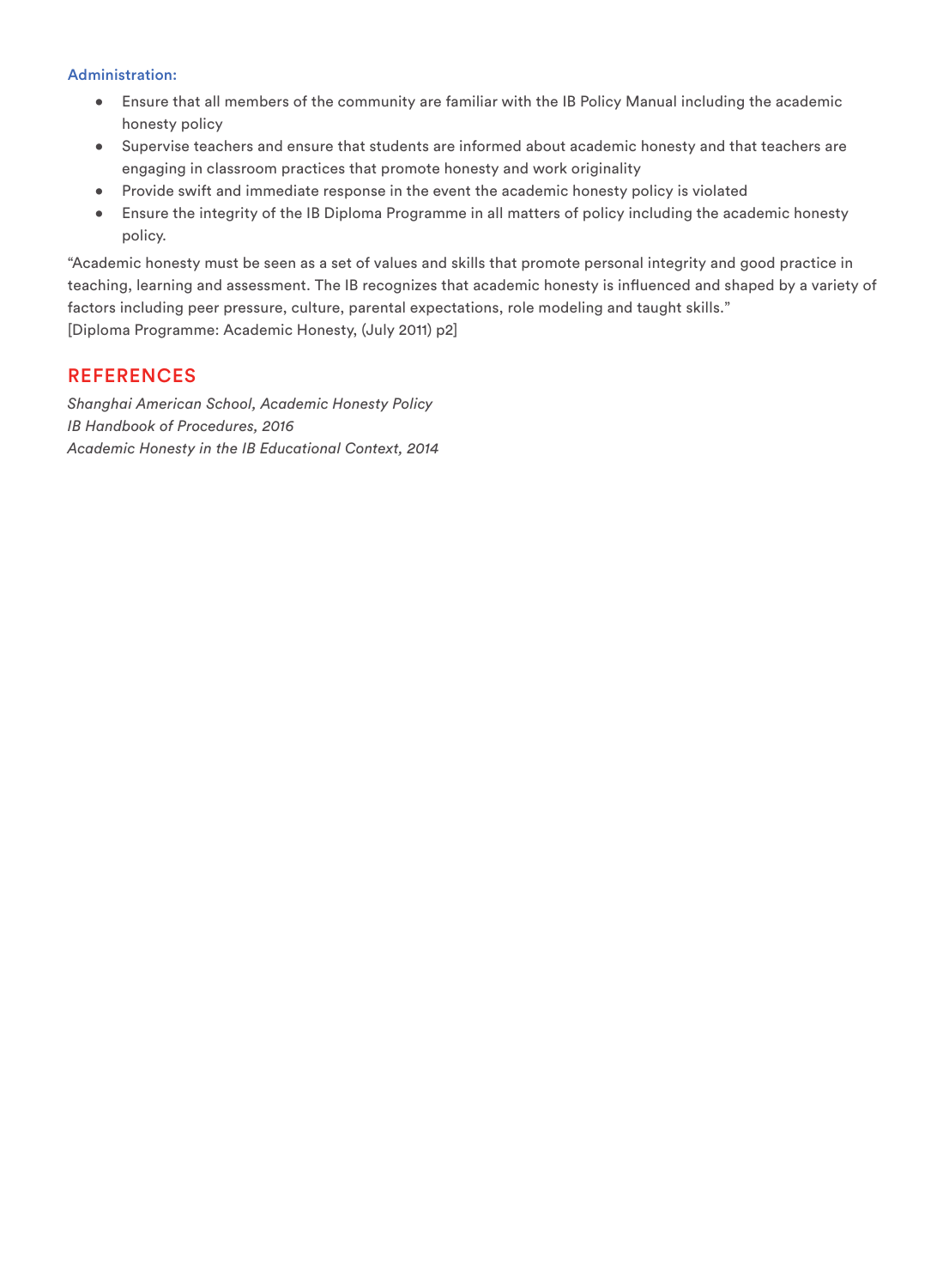**Administration:**

- Ensure that all members of the community are familiar with the IB Policy Manual including the academic honesty policy
- Supervise teachers and ensure that students are informed about academic honesty and that teachers are engaging in classroom practices that promote honesty and work originality
- Provide swift and immediate response in the event the academic honesty policy is violated
- Ensure the integrity of the IB Diploma Programme in all matters of policy including the academic honesty policy.

"Academic honesty must be seen as a set of values and skills that promote personal integrity and good practice in teaching, learning and assessment. The IB recognizes that academic honesty is influenced and shaped by a variety of factors including peer pressure, culture, parental expectations, role modeling and taught skills."
[Diploma Programme: Academic Honesty, (July 2011) p2]

## REFERENCES

*Shanghai American School, Academic Honesty Policy*
*IB Handbook of Procedures, 2016*
*Academic Honesty in the IB Educational Context, 2014*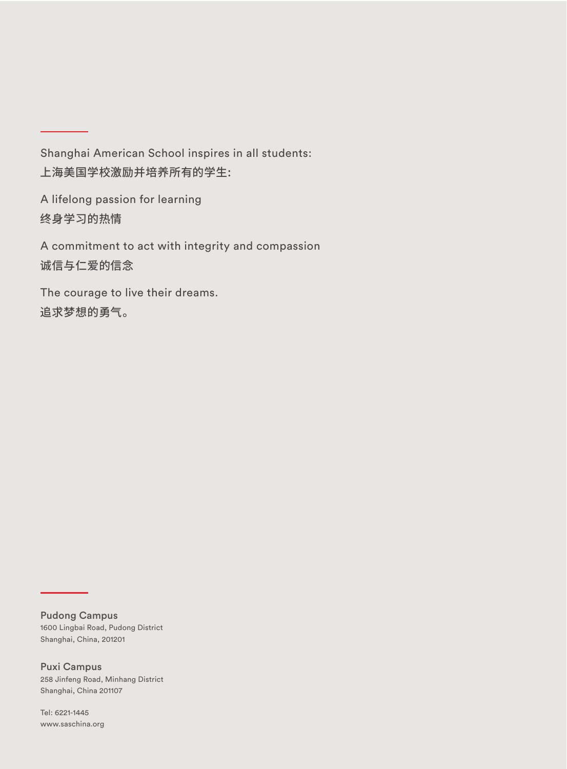Shanghai American School inspires in all students:
上海美国学校激励并培养所有的学生:

A lifelong passion for learning
终身学习的热情

A commitment to act with integrity and compassion
诚信与仁爱的信念

The courage to live their dreams.
追求梦想的勇气。

**Pudong Campus**
1600 Lingbai Road, Pudong District
Shanghai, China, 201201

**Puxi Campus**
258 Jinfeng Road, Minhang District
Shanghai, China 201107

Tel: 6221-1445
www.saschina.org